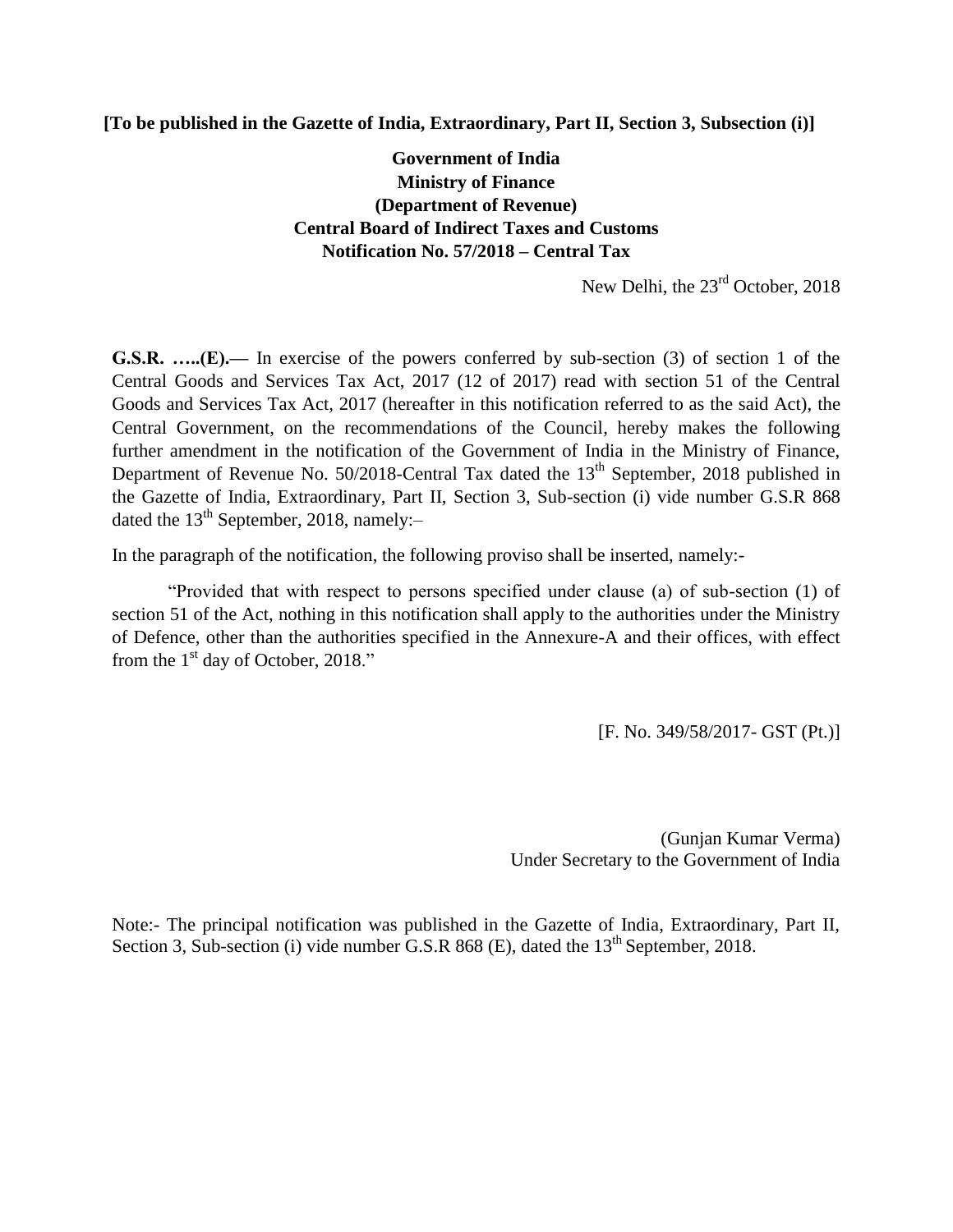**[To be published in the Gazette of India, Extraordinary, Part II, Section 3, Subsection (i)]**

**Government of India**
**Ministry of Finance**
**(Department of Revenue)**
**Central Board of Indirect Taxes and Customs**
**Notification No. 57/2018 – Central Tax**

New Delhi, the 23rd October, 2018

**G.S.R. …..(E).—** In exercise of the powers conferred by sub-section (3) of section 1 of the Central Goods and Services Tax Act, 2017 (12 of 2017) read with section 51 of the Central Goods and Services Tax Act, 2017 (hereafter in this notification referred to as the said Act), the Central Government, on the recommendations of the Council, hereby makes the following further amendment in the notification of the Government of India in the Ministry of Finance, Department of Revenue No. 50/2018-Central Tax dated the 13th September, 2018 published in the Gazette of India, Extraordinary, Part II, Section 3, Sub-section (i) vide number G.S.R 868 dated the 13th September, 2018, namely:–

In the paragraph of the notification, the following proviso shall be inserted, namely:-

"Provided that with respect to persons specified under clause (a) of sub-section (1) of section 51 of the Act, nothing in this notification shall apply to the authorities under the Ministry of Defence, other than the authorities specified in the Annexure-A and their offices, with effect from the 1st day of October, 2018."

[F. No. 349/58/2017- GST (Pt.)]

(Gunjan Kumar Verma)
Under Secretary to the Government of India

Note:- The principal notification was published in the Gazette of India, Extraordinary, Part II, Section 3, Sub-section (i) vide number G.S.R 868 (E), dated the 13th September, 2018.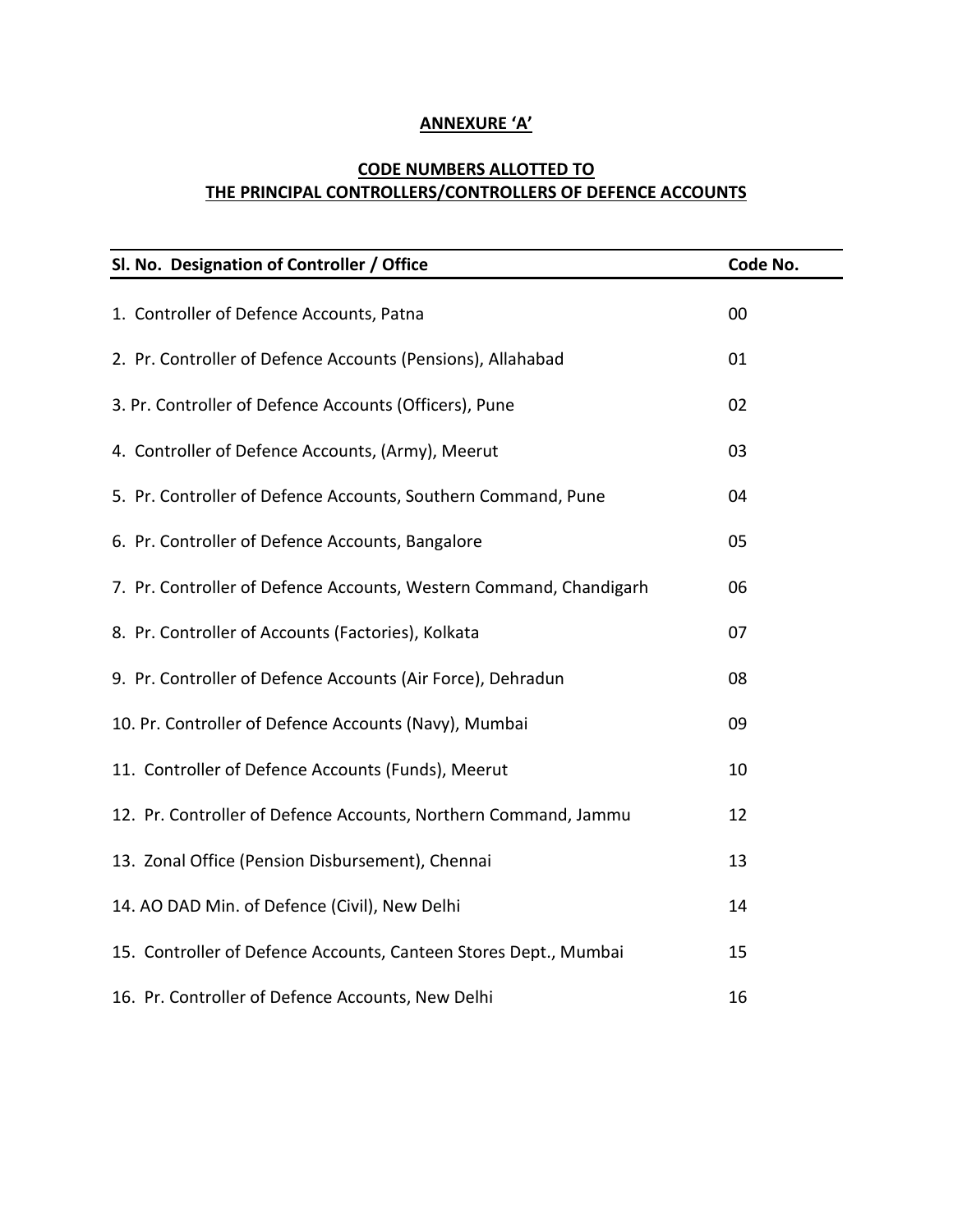**ANNEXURE 'A'**

**CODE NUMBERS ALLOTTED TO THE PRINCIPAL CONTROLLERS/CONTROLLERS OF DEFENCE ACCOUNTS**

| Sl. No. | Designation of Controller / Office | Code No. |
|---|---|---|
| 1. | Controller of Defence Accounts, Patna | 00 |
| 2. | Pr. Controller of Defence Accounts (Pensions), Allahabad | 01 |
| 3. | Pr. Controller of Defence Accounts (Officers), Pune | 02 |
| 4. | Controller of Defence Accounts, (Army), Meerut | 03 |
| 5. | Pr. Controller of Defence Accounts, Southern Command, Pune | 04 |
| 6. | Pr. Controller of Defence Accounts, Bangalore | 05 |
| 7. | Pr. Controller of Defence Accounts, Western Command, Chandigarh | 06 |
| 8. | Pr. Controller of Accounts (Factories), Kolkata | 07 |
| 9. | Pr. Controller of Defence Accounts (Air Force), Dehradun | 08 |
| 10. | Pr. Controller of Defence Accounts (Navy), Mumbai | 09 |
| 11. | Controller of Defence Accounts (Funds), Meerut | 10 |
| 12. | Pr. Controller of Defence Accounts, Northern Command, Jammu | 12 |
| 13. | Zonal Office (Pension Disbursement), Chennai | 13 |
| 14. | AO DAD Min. of Defence (Civil), New Delhi | 14 |
| 15. | Controller of Defence Accounts, Canteen Stores Dept., Mumbai | 15 |
| 16. | Pr. Controller of Defence Accounts, New Delhi | 16 |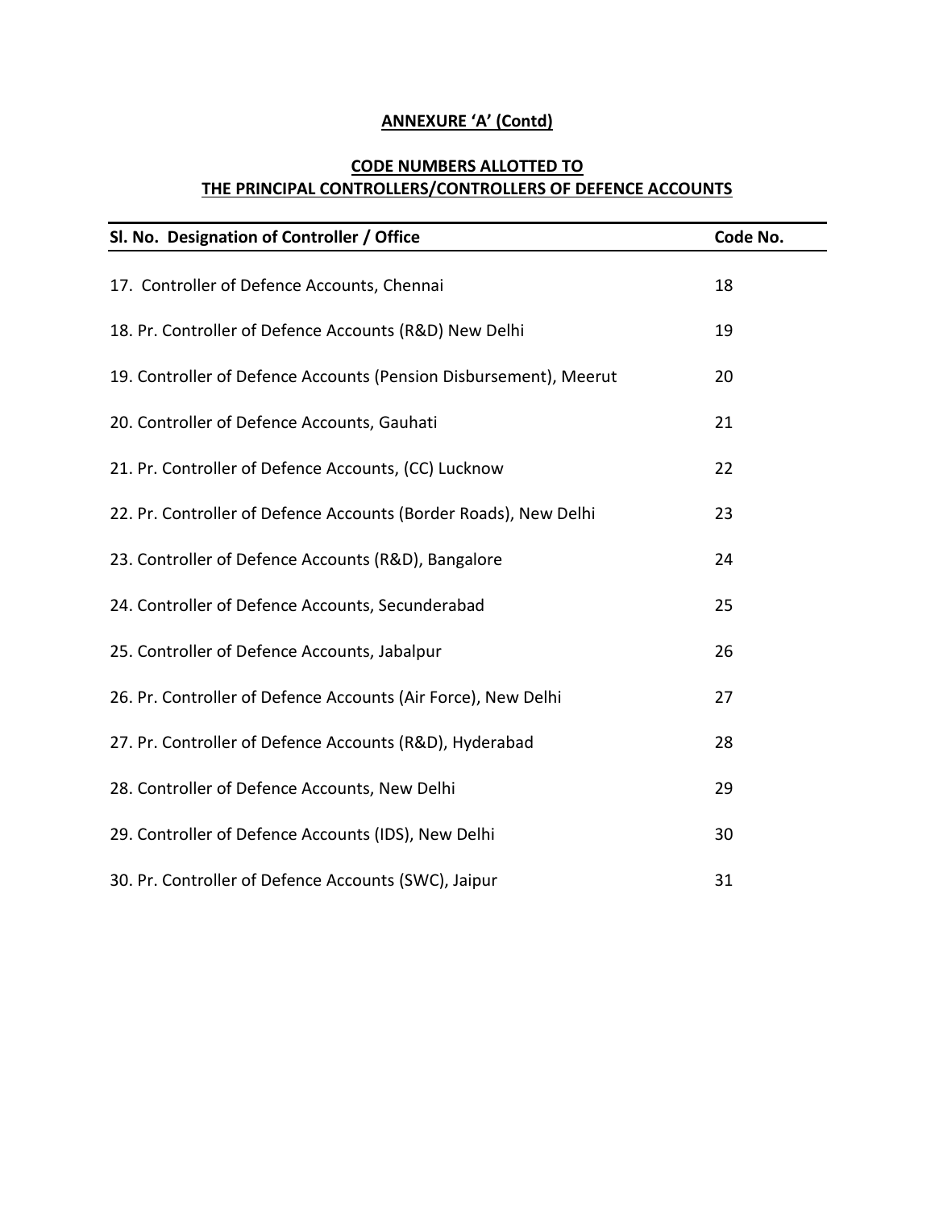**ANNEXURE 'A' (Contd)**

**CODE NUMBERS ALLOTTED TO THE PRINCIPAL CONTROLLERS/CONTROLLERS OF DEFENCE ACCOUNTS**

| Sl. No. | Designation of Controller / Office | Code No. |
|---|---|---|
| 17. | Controller of Defence Accounts, Chennai | 18 |
| 18. | Pr. Controller of Defence Accounts (R&D) New Delhi | 19 |
| 19. | Controller of Defence Accounts (Pension Disbursement), Meerut | 20 |
| 20. | Controller of Defence Accounts, Gauhati | 21 |
| 21. | Pr. Controller of Defence Accounts, (CC) Lucknow | 22 |
| 22. | Pr. Controller of Defence Accounts (Border Roads), New Delhi | 23 |
| 23. | Controller of Defence Accounts (R&D), Bangalore | 24 |
| 24. | Controller of Defence Accounts, Secunderabad | 25 |
| 25. | Controller of Defence Accounts, Jabalpur | 26 |
| 26. | Pr. Controller of Defence Accounts (Air Force), New Delhi | 27 |
| 27. | Pr. Controller of Defence Accounts (R&D), Hyderabad | 28 |
| 28. | Controller of Defence Accounts, New Delhi | 29 |
| 29. | Controller of Defence Accounts (IDS), New Delhi | 30 |
| 30. | Pr. Controller of Defence Accounts (SWC), Jaipur | 31 |